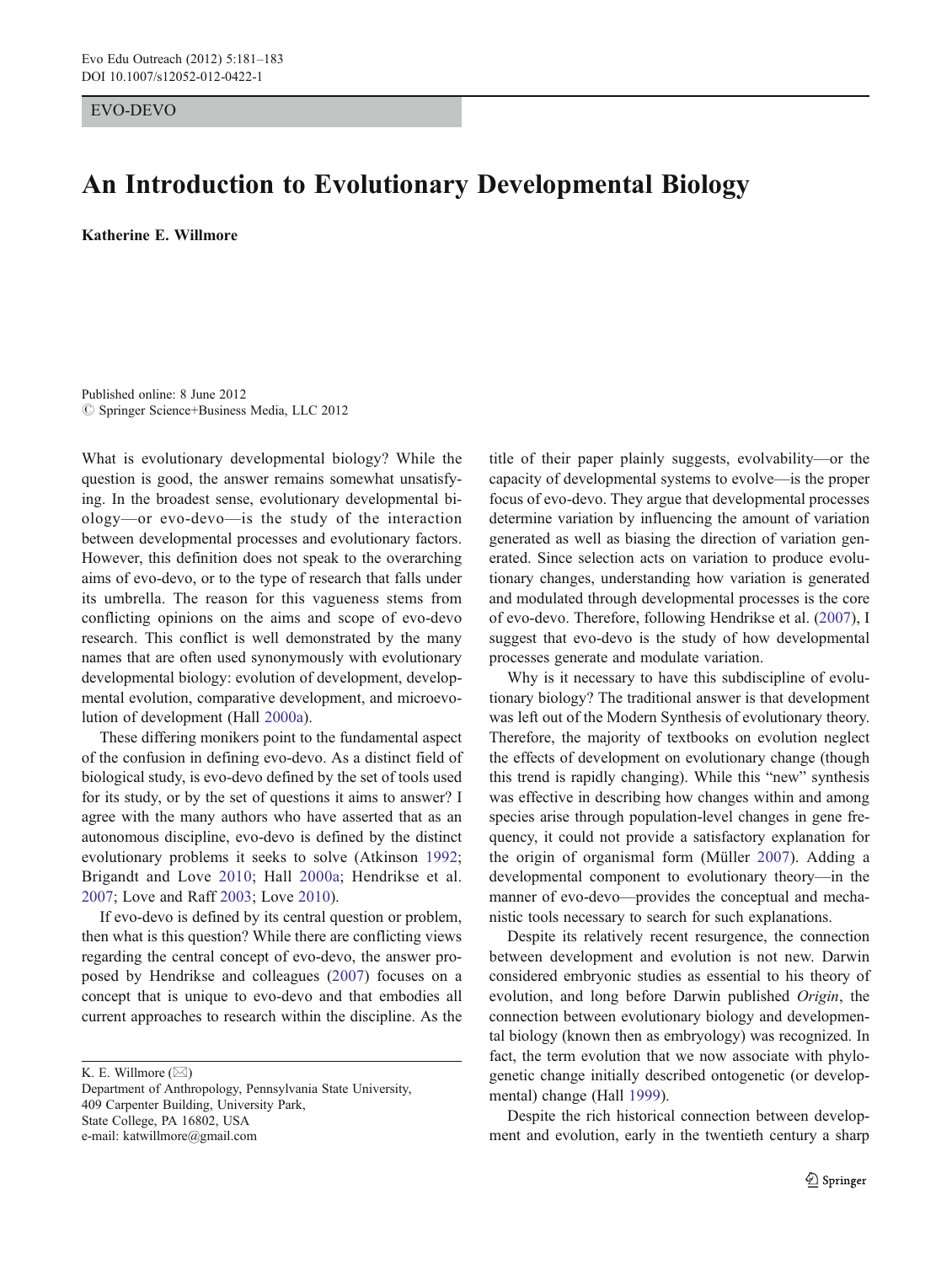EVO-DEVO

# An Introduction to Evolutionary Developmental Biology

**Katherine E. Willmore**

Published online: 8 June 2012
© Springer Science+Business Media, LLC 2012

K. E. Willmore (✉)
Department of Anthropology, Pennsylvania State University,
409 Carpenter Building, University Park,
State College, PA 16802, USA
e-mail: katwillmore@gmail.com

What is evolutionary developmental biology? While the question is good, the answer remains somewhat unsatisfying. In the broadest sense, evolutionary developmental biology—or evo-devo—is the study of the interaction between developmental processes and evolutionary factors. However, this definition does not speak to the overarching aims of evo-devo, or to the type of research that falls under its umbrella. The reason for this vagueness stems from conflicting opinions on the aims and scope of evo-devo research. This conflict is well demonstrated by the many names that are often used synonymously with evolutionary developmental biology: evolution of development, developmental evolution, comparative development, and microevolution of development (Hall 2000a).

These differing monikers point to the fundamental aspect of the confusion in defining evo-devo. As a distinct field of biological study, is evo-devo defined by the set of tools used for its study, or by the set of questions it aims to answer? I agree with the many authors who have asserted that as an autonomous discipline, evo-devo is defined by the distinct evolutionary problems it seeks to solve (Atkinson 1992; Brigandt and Love 2010; Hall 2000a; Hendrikse et al. 2007; Love and Raff 2003; Love 2010).

If evo-devo is defined by its central question or problem, then what is this question? While there are conflicting views regarding the central concept of evo-devo, the answer proposed by Hendrikse and colleagues (2007) focuses on a concept that is unique to evo-devo and that embodies all current approaches to research within the discipline. As the title of their paper plainly suggests, evolvability—or the capacity of developmental systems to evolve—is the proper focus of evo-devo. They argue that developmental processes determine variation by influencing the amount of variation generated as well as biasing the direction of variation generated. Since selection acts on variation to produce evolutionary changes, understanding how variation is generated and modulated through developmental processes is the core of evo-devo. Therefore, following Hendrikse et al. (2007), I suggest that evo-devo is the study of how developmental processes generate and modulate variation.

Why is it necessary to have this subdiscipline of evolutionary biology? The traditional answer is that development was left out of the Modern Synthesis of evolutionary theory. Therefore, the majority of textbooks on evolution neglect the effects of development on evolutionary change (though this trend is rapidly changing). While this "new" synthesis was effective in describing how changes within and among species arise through population-level changes in gene frequency, it could not provide a satisfactory explanation for the origin of organismal form (Müller 2007). Adding a developmental component to evolutionary theory—in the manner of evo-devo—provides the conceptual and mechanistic tools necessary to search for such explanations.

Despite its relatively recent resurgence, the connection between development and evolution is not new. Darwin considered embryonic studies as essential to his theory of evolution, and long before Darwin published *Origin*, the connection between evolutionary biology and developmental biology (known then as embryology) was recognized. In fact, the term evolution that we now associate with phylogenetic change initially described ontogenetic (or developmental) change (Hall 1999).

Despite the rich historical connection between development and evolution, early in the twentieth century a sharp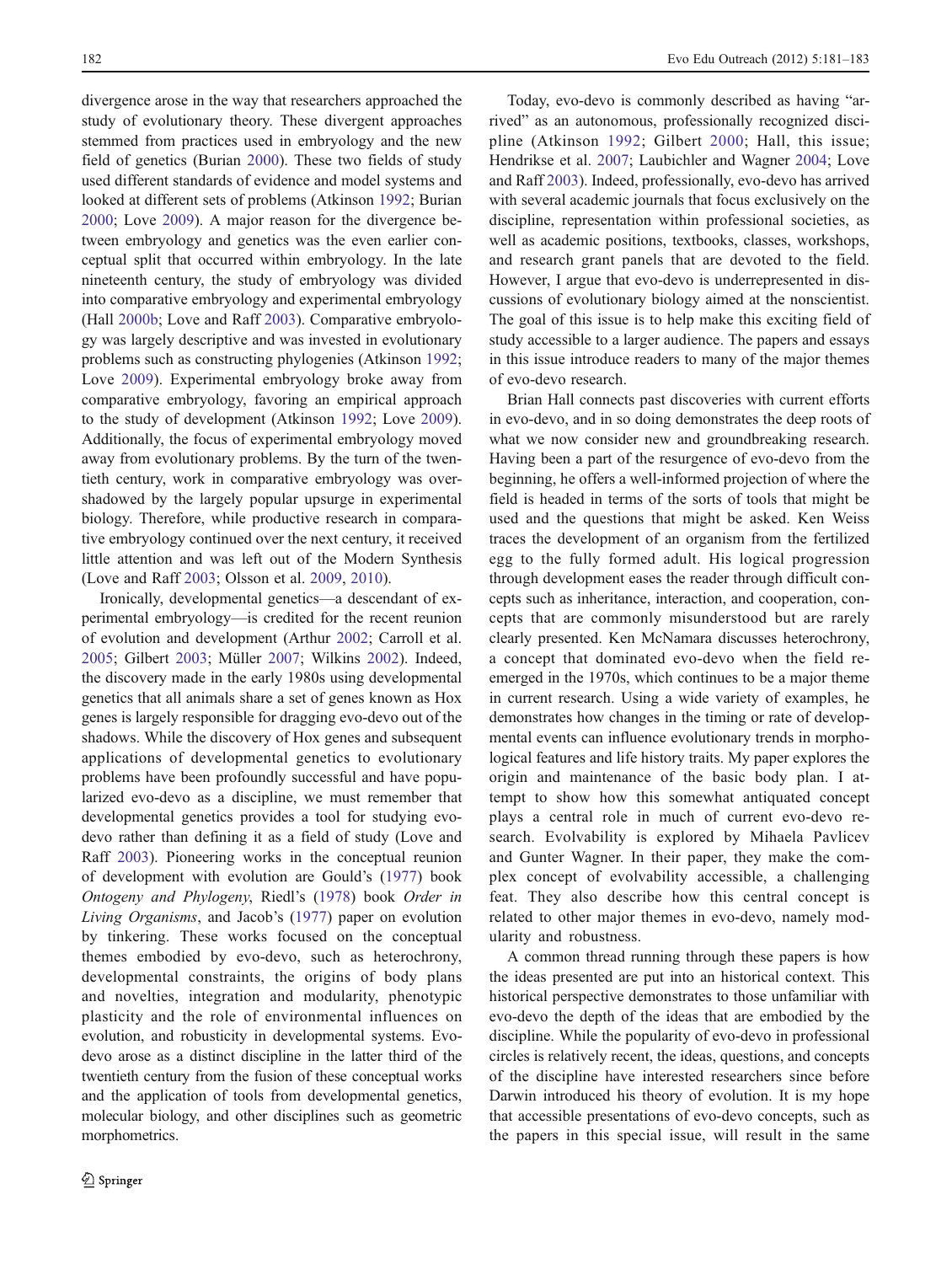divergence arose in the way that researchers approached the study of evolutionary theory. These divergent approaches stemmed from practices used in embryology and the new field of genetics (Burian 2000). These two fields of study used different standards of evidence and model systems and looked at different sets of problems (Atkinson 1992; Burian 2000; Love 2009). A major reason for the divergence between embryology and genetics was the even earlier conceptual split that occurred within embryology. In the late nineteenth century, the study of embryology was divided into comparative embryology and experimental embryology (Hall 2000b; Love and Raff 2003). Comparative embryology was largely descriptive and was invested in evolutionary problems such as constructing phylogenies (Atkinson 1992; Love 2009). Experimental embryology broke away from comparative embryology, favoring an empirical approach to the study of development (Atkinson 1992; Love 2009). Additionally, the focus of experimental embryology moved away from evolutionary problems. By the turn of the twentieth century, work in comparative embryology was overshadowed by the largely popular upsurge in experimental biology. Therefore, while productive research in comparative embryology continued over the next century, it received little attention and was left out of the Modern Synthesis (Love and Raff 2003; Olsson et al. 2009, 2010).

Ironically, developmental genetics—a descendant of experimental embryology—is credited for the recent reunion of evolution and development (Arthur 2002; Carroll et al. 2005; Gilbert 2003; Müller 2007; Wilkins 2002). Indeed, the discovery made in the early 1980s using developmental genetics that all animals share a set of genes known as Hox genes is largely responsible for dragging evo-devo out of the shadows. While the discovery of Hox genes and subsequent applications of developmental genetics to evolutionary problems have been profoundly successful and have popularized evo-devo as a discipline, we must remember that developmental genetics provides a tool for studying evo-devo rather than defining it as a field of study (Love and Raff 2003). Pioneering works in the conceptual reunion of development with evolution are Gould's (1977) book *Ontogeny and Phylogeny*, Riedl's (1978) book *Order in Living Organisms*, and Jacob's (1977) paper on evolution by tinkering. These works focused on the conceptual themes embodied by evo-devo, such as heterochrony, developmental constraints, the origins of body plans and novelties, integration and modularity, phenotypic plasticity and the role of environmental influences on evolution, and robusticity in developmental systems. Evo-devo arose as a distinct discipline in the latter third of the twentieth century from the fusion of these conceptual works and the application of tools from developmental genetics, molecular biology, and other disciplines such as geometric morphometrics.

Today, evo-devo is commonly described as having "arrived" as an autonomous, professionally recognized discipline (Atkinson 1992; Gilbert 2000; Hall, this issue; Hendrikse et al. 2007; Laubichler and Wagner 2004; Love and Raff 2003). Indeed, professionally, evo-devo has arrived with several academic journals that focus exclusively on the discipline, representation within professional societies, as well as academic positions, textbooks, classes, workshops, and research grant panels that are devoted to the field. However, I argue that evo-devo is underrepresented in discussions of evolutionary biology aimed at the nonscientist. The goal of this issue is to help make this exciting field of study accessible to a larger audience. The papers and essays in this issue introduce readers to many of the major themes of evo-devo research.

Brian Hall connects past discoveries with current efforts in evo-devo, and in so doing demonstrates the deep roots of what we now consider new and groundbreaking research. Having been a part of the resurgence of evo-devo from the beginning, he offers a well-informed projection of where the field is headed in terms of the sorts of tools that might be used and the questions that might be asked. Ken Weiss traces the development of an organism from the fertilized egg to the fully formed adult. His logical progression through development eases the reader through difficult concepts such as inheritance, interaction, and cooperation, concepts that are commonly misunderstood but are rarely clearly presented. Ken McNamara discusses heterochrony, a concept that dominated evo-devo when the field reemerged in the 1970s, which continues to be a major theme in current research. Using a wide variety of examples, he demonstrates how changes in the timing or rate of developmental events can influence evolutionary trends in morphological features and life history traits. My paper explores the origin and maintenance of the basic body plan. I attempt to show how this somewhat antiquated concept plays a central role in much of current evo-devo research. Evolvability is explored by Mihaela Pavlicev and Gunter Wagner. In their paper, they make the complex concept of evolvability accessible, a challenging feat. They also describe how this central concept is related to other major themes in evo-devo, namely modularity and robustness.

A common thread running through these papers is how the ideas presented are put into an historical context. This historical perspective demonstrates to those unfamiliar with evo-devo the depth of the ideas that are embodied by the discipline. While the popularity of evo-devo in professional circles is relatively recent, the ideas, questions, and concepts of the discipline have interested researchers since before Darwin introduced his theory of evolution. It is my hope that accessible presentations of evo-devo concepts, such as the papers in this special issue, will result in the same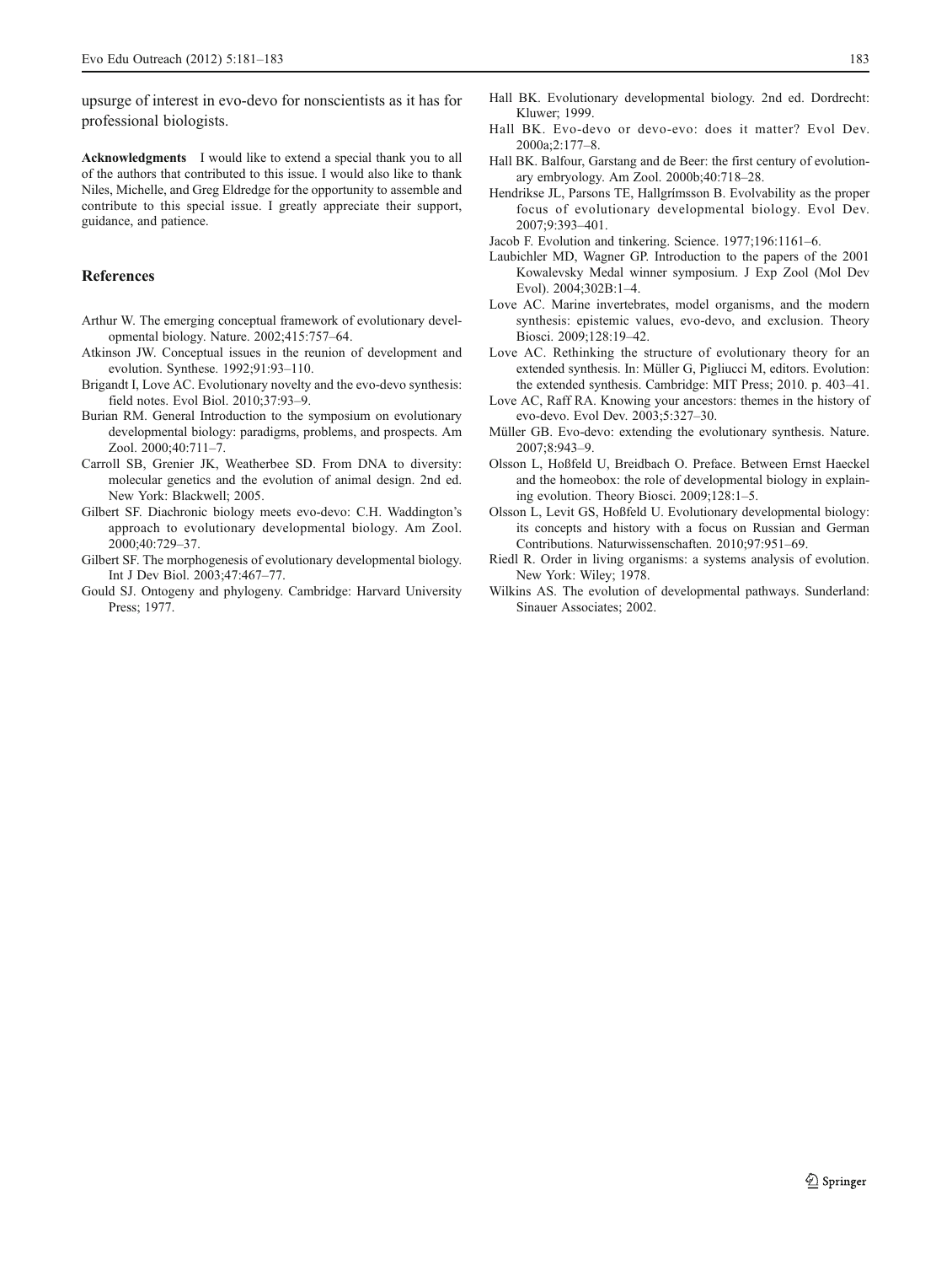upsurge of interest in evo-devo for nonscientists as it has for professional biologists.

**Acknowledgments** I would like to extend a special thank you to all of the authors that contributed to this issue. I would also like to thank Niles, Michelle, and Greg Eldredge for the opportunity to assemble and contribute to this special issue. I greatly appreciate their support, guidance, and patience.

## References

Arthur W. The emerging conceptual framework of evolutionary developmental biology. Nature. 2002;415:757–64.

Atkinson JW. Conceptual issues in the reunion of development and evolution. Synthese. 1992;91:93–110.

Brigandt I, Love AC. Evolutionary novelty and the evo-devo synthesis: field notes. Evol Biol. 2010;37:93–9.

Burian RM. General Introduction to the symposium on evolutionary developmental biology: paradigms, problems, and prospects. Am Zool. 2000;40:711–7.

Carroll SB, Grenier JK, Weatherbee SD. From DNA to diversity: molecular genetics and the evolution of animal design. 2nd ed. New York: Blackwell; 2005.

Gilbert SF. Diachronic biology meets evo-devo: C.H. Waddington's approach to evolutionary developmental biology. Am Zool. 2000;40:729–37.

Gilbert SF. The morphogenesis of evolutionary developmental biology. Int J Dev Biol. 2003;47:467–77.

Gould SJ. Ontogeny and phylogeny. Cambridge: Harvard University Press; 1977.

Hall BK. Evolutionary developmental biology. 2nd ed. Dordrecht: Kluwer; 1999.

Hall BK. Evo-devo or devo-evo: does it matter? Evol Dev. 2000a;2:177–8.

Hall BK. Balfour, Garstang and de Beer: the first century of evolutionary embryology. Am Zool. 2000b;40:718–28.

Hendrikse JL, Parsons TE, Hallgrímsson B. Evolvability as the proper focus of evolutionary developmental biology. Evol Dev. 2007;9:393–401.

Jacob F. Evolution and tinkering. Science. 1977;196:1161–6.

Laubichler MD, Wagner GP. Introduction to the papers of the 2001 Kowalevsky Medal winner symposium. J Exp Zool (Mol Dev Evol). 2004;302B:1–4.

Love AC. Marine invertebrates, model organisms, and the modern synthesis: epistemic values, evo-devo, and exclusion. Theory Biosci. 2009;128:19–42.

Love AC. Rethinking the structure of evolutionary theory for an extended synthesis. In: Müller G, Pigliucci M, editors. Evolution: the extended synthesis. Cambridge: MIT Press; 2010. p. 403–41.

Love AC, Raff RA. Knowing your ancestors: themes in the history of evo-devo. Evol Dev. 2003;5:327–30.

Müller GB. Evo-devo: extending the evolutionary synthesis. Nature. 2007;8:943–9.

Olsson L, Hoßfeld U, Breidbach O. Preface. Between Ernst Haeckel and the homeobox: the role of developmental biology in explaining evolution. Theory Biosci. 2009;128:1–5.

Olsson L, Levit GS, Hoßfeld U. Evolutionary developmental biology: its concepts and history with a focus on Russian and German Contributions. Naturwissenschaften. 2010;97:951–69.

Riedl R. Order in living organisms: a systems analysis of evolution. New York: Wiley; 1978.

Wilkins AS. The evolution of developmental pathways. Sunderland: Sinauer Associates; 2002.